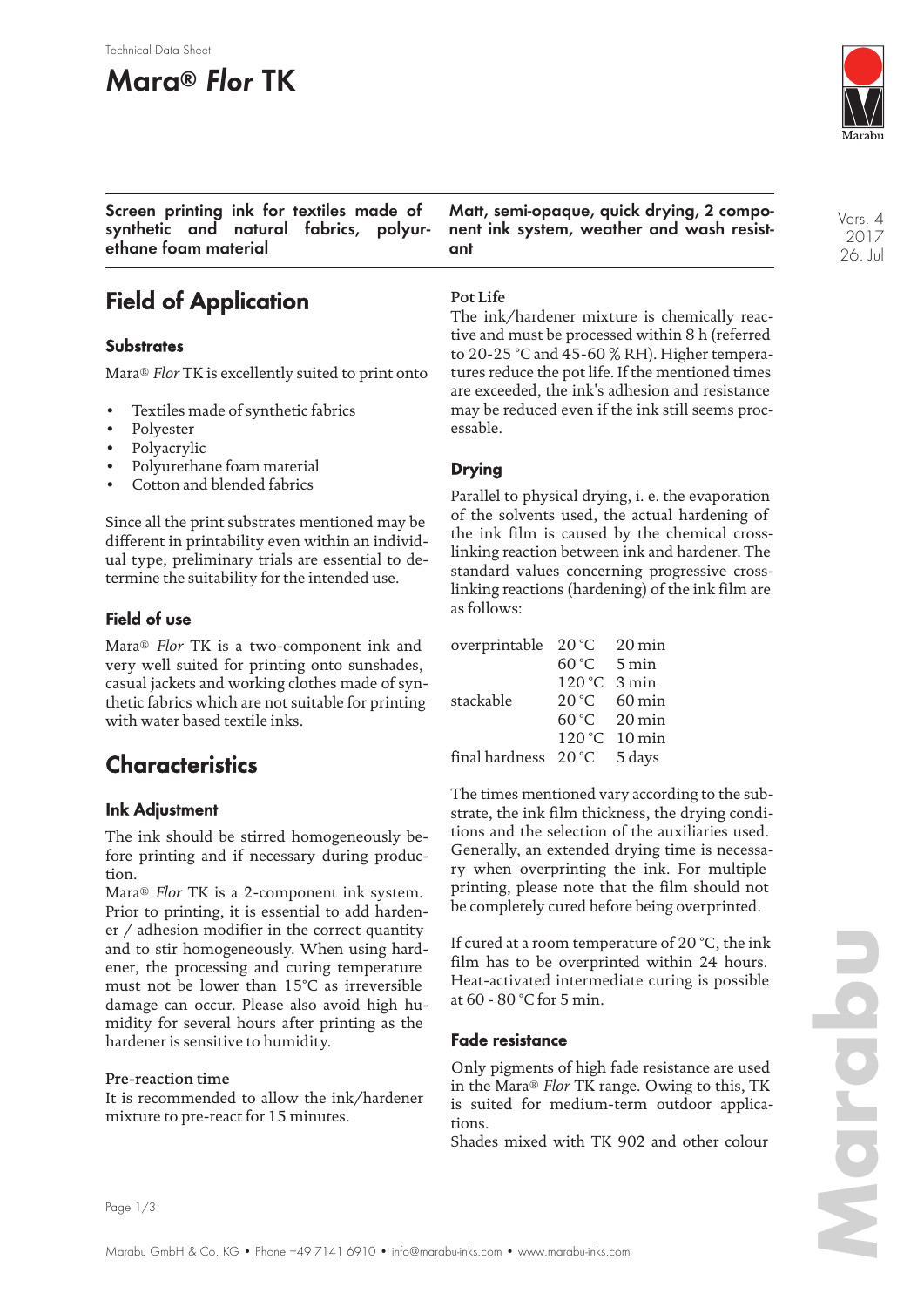Technical Data Sheet

# Mara® *Flor* TK

**Screen printing ink for textiles made of synthetic and natural fabrics, polyurethane foam material**

**Matt, semi-opaque, quick drying, 2 component ink system, weather and wash resistant**

Vers. 4
2017
26. Jul

## Field of Application

### Substrates

Mara® *Flor* TK is excellently suited to print onto

- Textiles made of synthetic fabrics
- Polyester
- Polyacrylic
- Polyurethane foam material
- Cotton and blended fabrics

Since all the print substrates mentioned may be different in printability even within an individual type, preliminary trials are essential to determine the suitability for the intended use.

### Field of use

Mara® *Flor* TK is a two-component ink and very well suited for printing onto sunshades, casual jackets and working clothes made of synthetic fabrics which are not suitable for printing with water based textile inks.

## Characteristics

### Ink Adjustment

The ink should be stirred homogeneously before printing and if necessary during production.

Mara® *Flor* TK is a 2-component ink system. Prior to printing, it is essential to add hardener / adhesion modifier in the correct quantity and to stir homogeneously. When using hardener, the processing and curing temperature must not be lower than 15°C as irreversible damage can occur. Please also avoid high humidity for several hours after printing as the hardener is sensitive to humidity.

Pre-reaction time

It is recommended to allow the ink/hardener mixture to pre-react for 15 minutes.

Pot Life

The ink/hardener mixture is chemically reactive and must be processed within 8 h (referred to 20-25 °C and 45-60 % RH). Higher temperatures reduce the pot life. If the mentioned times are exceeded, the ink's adhesion and resistance may be reduced even if the ink still seems processable.

### Drying

Parallel to physical drying, i. e. the evaporation of the solvents used, the actual hardening of the ink film is caused by the chemical cross-linking reaction between ink and hardener. The standard values concerning progressive cross-linking reactions (hardening) of the ink film are as follows:

| | | |
|---|---|---|
| overprintable | 20 °C | 20 min |
| | 60 °C | 5 min |
| | 120 °C | 3 min |
| stackable | 20 °C | 60 min |
| | 60 °C | 20 min |
| | 120 °C | 10 min |
| final hardness | 20 °C | 5 days |

The times mentioned vary according to the substrate, the ink film thickness, the drying conditions and the selection of the auxiliaries used. Generally, an extended drying time is necessary when overprinting the ink. For multiple printing, please note that the film should not be completely cured before being overprinted.

If cured at a room temperature of 20 °C, the ink film has to be overprinted within 24 hours. Heat-activated intermediate curing is possible at 60 - 80 °C for 5 min.

### Fade resistance

Only pigments of high fade resistance are used in the Mara® *Flor* TK range. Owing to this, TK is suited for medium-term outdoor applications.

Shades mixed with TK 902 and other colour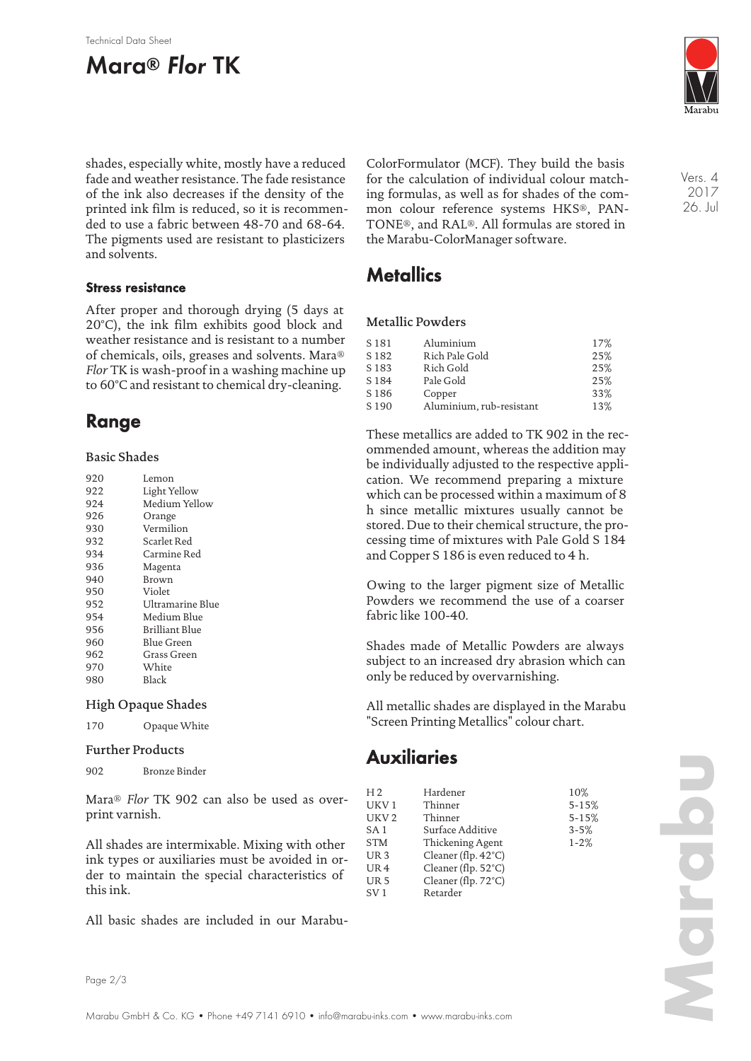shades, especially white, mostly have a reduced fade and weather resistance. The fade resistance of the ink also decreases if the density of the printed ink film is reduced, so it is recommended to use a fabric between 48-70 and 68-64. The pigments used are resistant to plasticizers and solvents.

### Stress resistance

After proper and thorough drying (5 days at 20°C), the ink film exhibits good block and weather resistance and is resistant to a number of chemicals, oils, greases and solvents. Mara® *Flor* TK is wash-proof in a washing machine up to 60°C and resistant to chemical dry-cleaning.

## Range

### Basic Shades

| | |
|---|---|
| 920 | Lemon |
| 922 | Light Yellow |
| 924 | Medium Yellow |
| 926 | Orange |
| 930 | Vermilion |
| 932 | Scarlet Red |
| 934 | Carmine Red |
| 936 | Magenta |
| 940 | Brown |
| 950 | Violet |
| 952 | Ultramarine Blue |
| 954 | Medium Blue |
| 956 | Brilliant Blue |
| 960 | Blue Green |
| 962 | Grass Green |
| 970 | White |
| 980 | Black |

### High Opaque Shades

| | |
|---|---|
| 170 | Opaque White |

### Further Products

| | |
|---|---|
| 902 | Bronze Binder |

Mara® *Flor* TK 902 can also be used as overprint varnish.

All shades are intermixable. Mixing with other ink types or auxiliaries must be avoided in order to maintain the special characteristics of this ink.

All basic shades are included in our Marabu-ColorFormulator (MCF). They build the basis for the calculation of individual colour matching formulas, as well as for shades of the common colour reference systems HKS®, PANTONE®, and RAL®. All formulas are stored in the Marabu-ColorManager software.

## Metallics

### Metallic Powders

| | | |
|---|---|---|
| S 181 | Aluminium | 17% |
| S 182 | Rich Pale Gold | 25% |
| S 183 | Rich Gold | 25% |
| S 184 | Pale Gold | 25% |
| S 186 | Copper | 33% |
| S 190 | Aluminium, rub-resistant | 13% |

These metallics are added to TK 902 in the recommended amount, whereas the addition may be individually adjusted to the respective application. We recommend preparing a mixture which can be processed within a maximum of 8 h since metallic mixtures usually cannot be stored. Due to their chemical structure, the processing time of mixtures with Pale Gold S 184 and Copper S 186 is even reduced to 4 h.

Owing to the larger pigment size of Metallic Powders we recommend the use of a coarser fabric like 100-40.

Shades made of Metallic Powders are always subject to an increased dry abrasion which can only be reduced by overvarnishing.

All metallic shades are displayed in the Marabu "Screen Printing Metallics" colour chart.

## Auxiliaries

| | | |
|---|---|---|
| H 2 | Hardener | 10% |
| UKV 1 | Thinner | 5-15% |
| UKV 2 | Thinner | 5-15% |
| SA 1 | Surface Additive | 3-5% |
| STM | Thickening Agent | 1-2% |
| UR 3 | Cleaner (flp. 42°C) | |
| UR 4 | Cleaner (flp. 52°C) | |
| UR 5 | Cleaner (flp. 72°C) | |
| SV 1 | Retarder | |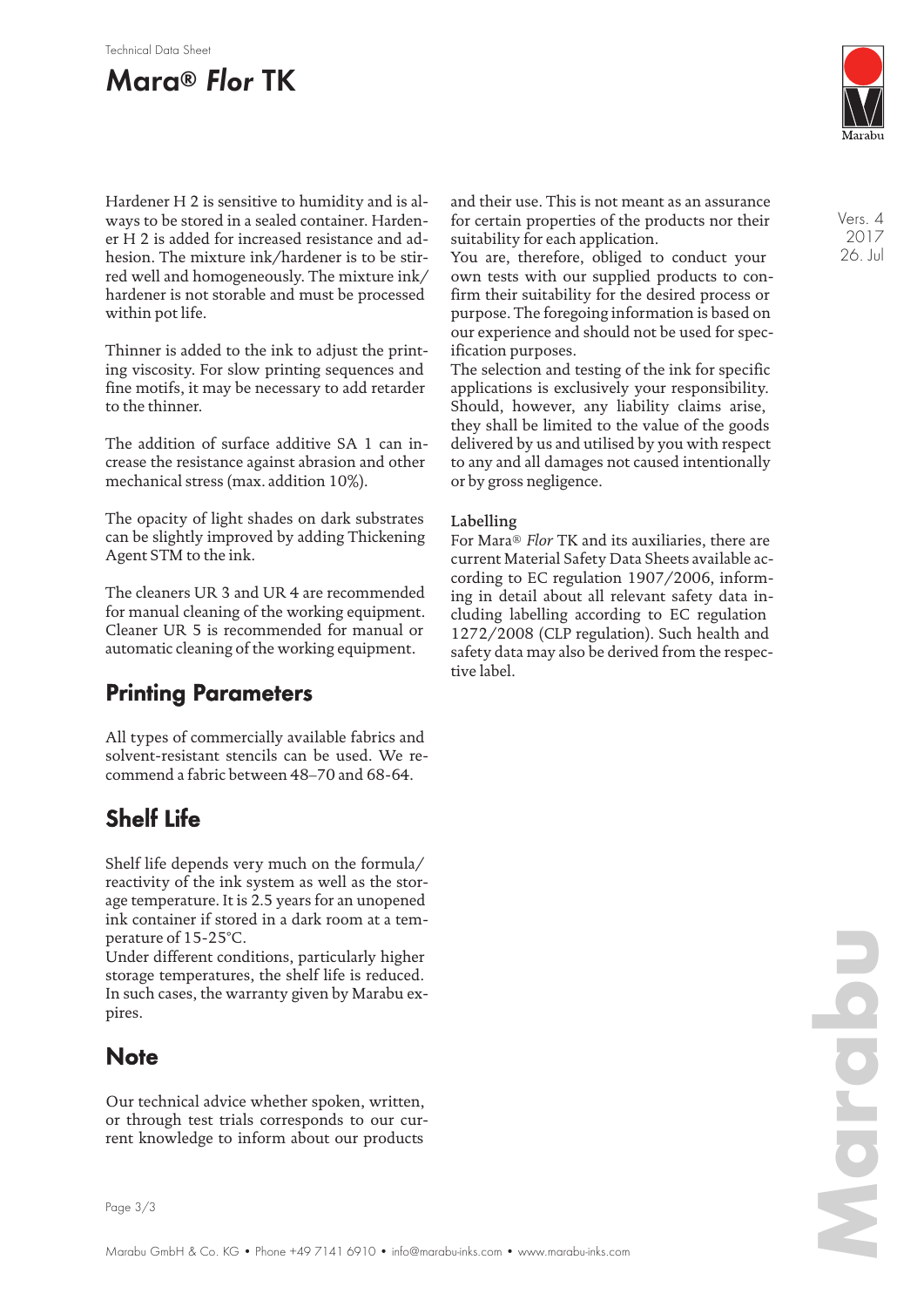Hardener H 2 is sensitive to humidity and is always to be stored in a sealed container. Hardener H 2 is added for increased resistance and adhesion. The mixture ink/hardener is to be stirred well and homogeneously. The mixture ink/hardener is not storable and must be processed within pot life.

Thinner is added to the ink to adjust the printing viscosity. For slow printing sequences and fine motifs, it may be necessary to add retarder to the thinner.

The addition of surface additive SA 1 can increase the resistance against abrasion and other mechanical stress (max. addition 10%).

The opacity of light shades on dark substrates can be slightly improved by adding Thickening Agent STM to the ink.

The cleaners UR 3 and UR 4 are recommended for manual cleaning of the working equipment. Cleaner UR 5 is recommended for manual or automatic cleaning of the working equipment.

## Printing Parameters

All types of commercially available fabrics and solvent-resistant stencils can be used. We recommend a fabric between 48–70 and 68-64.

## Shelf Life

Shelf life depends very much on the formula/reactivity of the ink system as well as the storage temperature. It is 2.5 years for an unopened ink container if stored in a dark room at a temperature of 15-25°C.
Under different conditions, particularly higher storage temperatures, the shelf life is reduced. In such cases, the warranty given by Marabu expires.

## Note

Our technical advice whether spoken, written, or through test trials corresponds to our current knowledge to inform about our products and their use. This is not meant as an assurance for certain properties of the products nor their suitability for each application.
You are, therefore, obliged to conduct your own tests with our supplied products to confirm their suitability for the desired process or purpose. The foregoing information is based on our experience and should not be used for specification purposes.
The selection and testing of the ink for specific applications is exclusively your responsibility. Should, however, any liability claims arise, they shall be limited to the value of the goods delivered by us and utilised by you with respect to any and all damages not caused intentionally or by gross negligence.

### Labelling

For Mara® *Flor* TK and its auxiliaries, there are current Material Safety Data Sheets available according to EC regulation 1907/2006, informing in detail about all relevant safety data including labelling according to EC regulation 1272/2008 (CLP regulation). Such health and safety data may also be derived from the respective label.